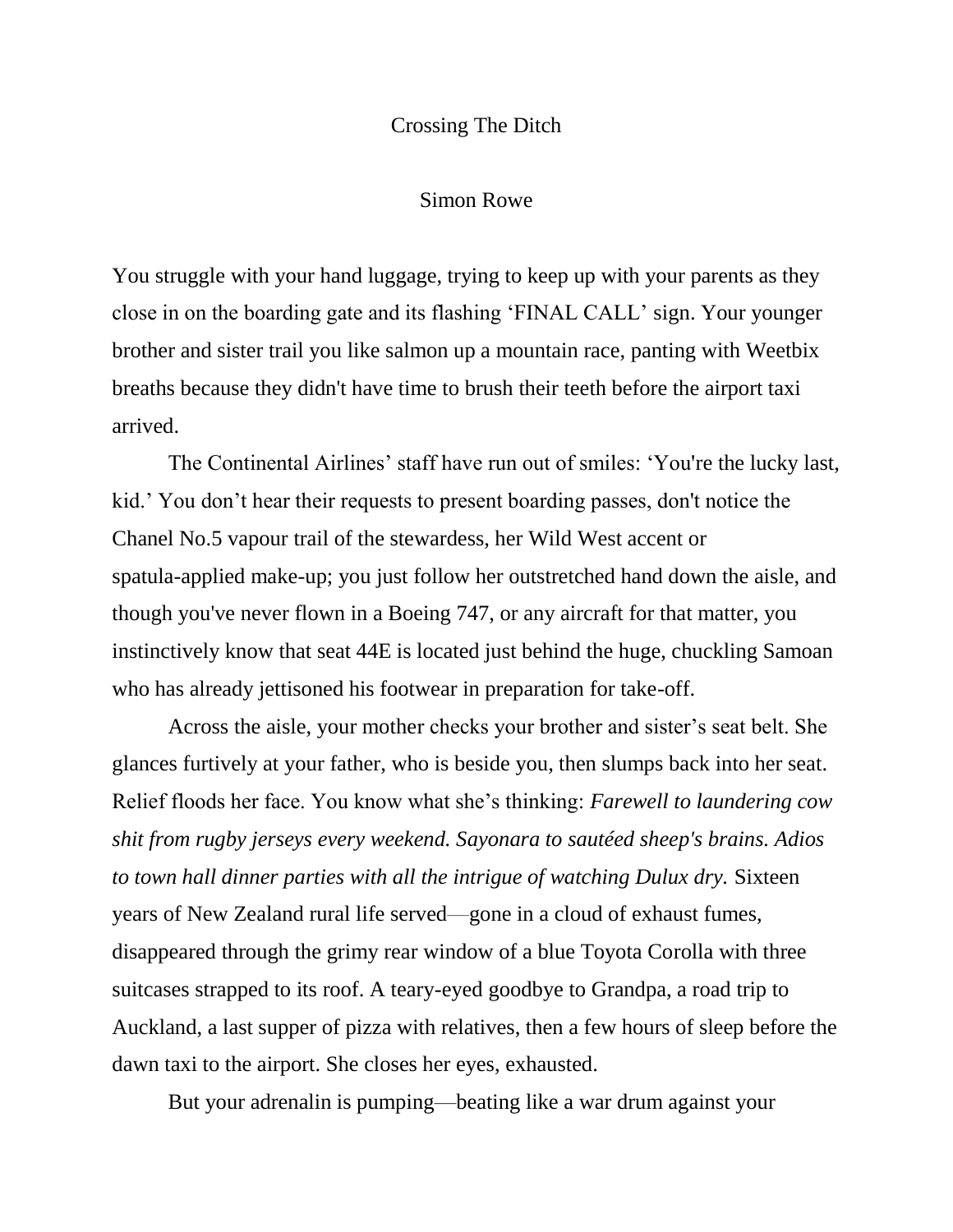# Crossing The Ditch

Simon Rowe

You struggle with your hand luggage, trying to keep up with your parents as they close in on the boarding gate and its flashing 'FINAL CALL' sign. Your younger brother and sister trail you like salmon up a mountain race, panting with Weetbix breaths because they didn't have time to brush their teeth before the airport taxi arrived.

The Continental Airlines' staff have run out of smiles: 'You're the lucky last, kid.' You don't hear their requests to present boarding passes, don't notice the Chanel No.5 vapour trail of the stewardess, her Wild West accent or spatula-applied make-up; you just follow her outstretched hand down the aisle, and though you've never flown in a Boeing 747, or any aircraft for that matter, you instinctively know that seat 44E is located just behind the huge, chuckling Samoan who has already jettisoned his footwear in preparation for take-off.

Across the aisle, your mother checks your brother and sister's seat belt. She glances furtively at your father, who is beside you, then slumps back into her seat. Relief floods her face. You know what she's thinking: *Farewell to laundering cow shit from rugby jerseys every weekend. Sayonara to sautéed sheep's brains. Adios to town hall dinner parties with all the intrigue of watching Dulux dry.* Sixteen years of New Zealand rural life served—gone in a cloud of exhaust fumes, disappeared through the grimy rear window of a blue Toyota Corolla with three suitcases strapped to its roof. A teary-eyed goodbye to Grandpa, a road trip to Auckland, a last supper of pizza with relatives, then a few hours of sleep before the dawn taxi to the airport. She closes her eyes, exhausted.

But your adrenalin is pumping—beating like a war drum against your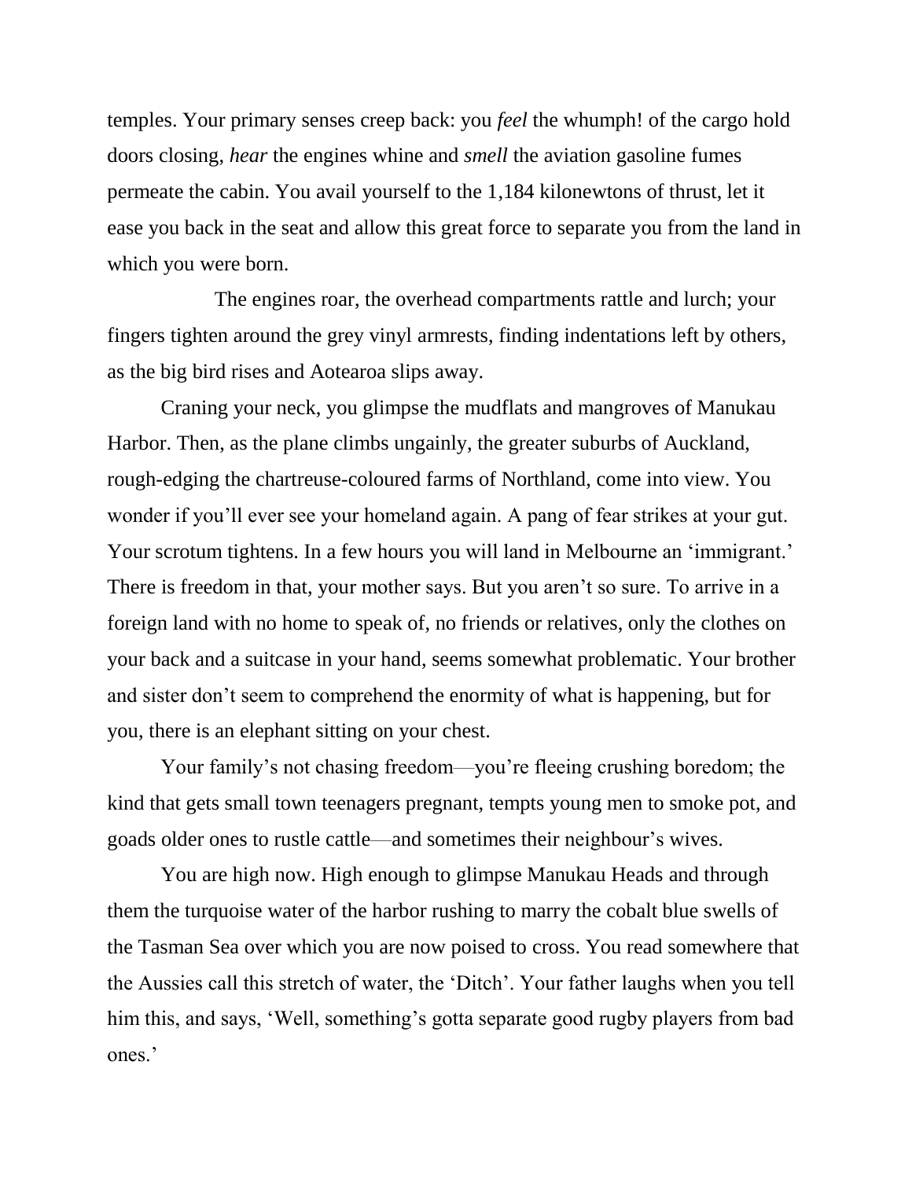temples. Your primary senses creep back: you *feel* the whumph! of the cargo hold doors closing, *hear* the engines whine and *smell* the aviation gasoline fumes permeate the cabin. You avail yourself to the 1,184 kilonewtons of thrust, let it ease you back in the seat and allow this great force to separate you from the land in which you were born.

The engines roar, the overhead compartments rattle and lurch; your fingers tighten around the grey vinyl armrests, finding indentations left by others, as the big bird rises and Aotearoa slips away.

Craning your neck, you glimpse the mudflats and mangroves of Manukau Harbor. Then, as the plane climbs ungainly, the greater suburbs of Auckland, rough-edging the chartreuse-coloured farms of Northland, come into view. You wonder if you'll ever see your homeland again. A pang of fear strikes at your gut. Your scrotum tightens. In a few hours you will land in Melbourne an 'immigrant.' There is freedom in that, your mother says. But you aren't so sure. To arrive in a foreign land with no home to speak of, no friends or relatives, only the clothes on your back and a suitcase in your hand, seems somewhat problematic. Your brother and sister don't seem to comprehend the enormity of what is happening, but for you, there is an elephant sitting on your chest.

Your family's not chasing freedom—you're fleeing crushing boredom; the kind that gets small town teenagers pregnant, tempts young men to smoke pot, and goads older ones to rustle cattle—and sometimes their neighbour's wives.

You are high now. High enough to glimpse Manukau Heads and through them the turquoise water of the harbor rushing to marry the cobalt blue swells of the Tasman Sea over which you are now poised to cross. You read somewhere that the Aussies call this stretch of water, the 'Ditch'. Your father laughs when you tell him this, and says, 'Well, something's gotta separate good rugby players from bad ones.'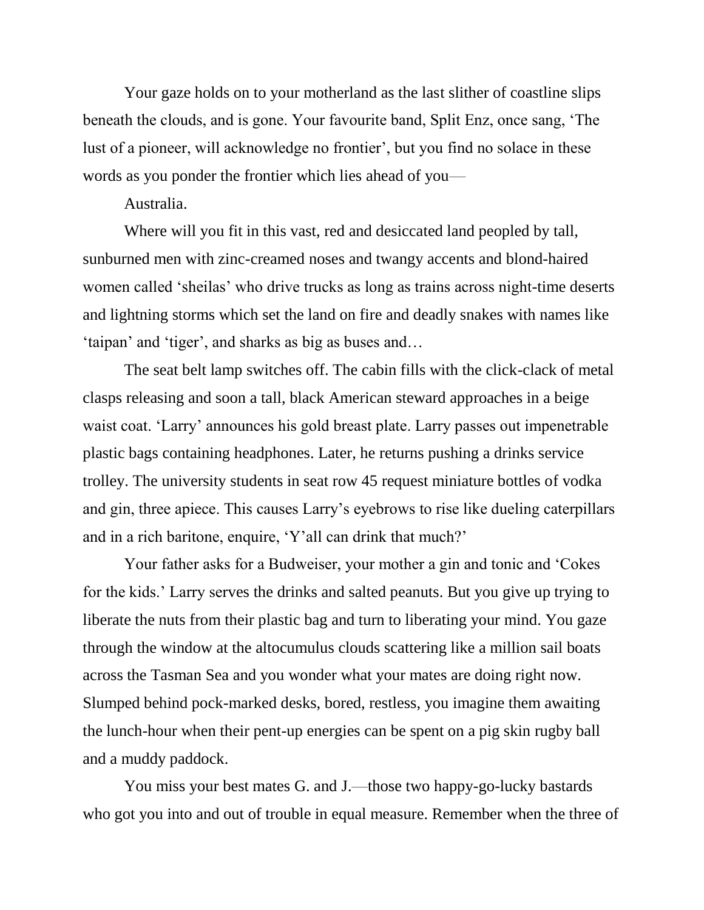Your gaze holds on to your motherland as the last slither of coastline slips beneath the clouds, and is gone. Your favourite band, Split Enz, once sang, 'The lust of a pioneer, will acknowledge no frontier', but you find no solace in these words as you ponder the frontier which lies ahead of you—

Australia.

Where will you fit in this vast, red and desiccated land peopled by tall, sunburned men with zinc-creamed noses and twangy accents and blond-haired women called 'sheilas' who drive trucks as long as trains across night-time deserts and lightning storms which set the land on fire and deadly snakes with names like 'taipan' and 'tiger', and sharks as big as buses and…

The seat belt lamp switches off. The cabin fills with the click-clack of metal clasps releasing and soon a tall, black American steward approaches in a beige waist coat. 'Larry' announces his gold breast plate. Larry passes out impenetrable plastic bags containing headphones. Later, he returns pushing a drinks service trolley. The university students in seat row 45 request miniature bottles of vodka and gin, three apiece. This causes Larry's eyebrows to rise like dueling caterpillars and in a rich baritone, enquire, 'Y'all can drink that much?'

Your father asks for a Budweiser, your mother a gin and tonic and 'Cokes for the kids.' Larry serves the drinks and salted peanuts. But you give up trying to liberate the nuts from their plastic bag and turn to liberating your mind. You gaze through the window at the altocumulus clouds scattering like a million sail boats across the Tasman Sea and you wonder what your mates are doing right now. Slumped behind pock-marked desks, bored, restless, you imagine them awaiting the lunch-hour when their pent-up energies can be spent on a pig skin rugby ball and a muddy paddock.

You miss your best mates G. and J.—those two happy-go-lucky bastards who got you into and out of trouble in equal measure. Remember when the three of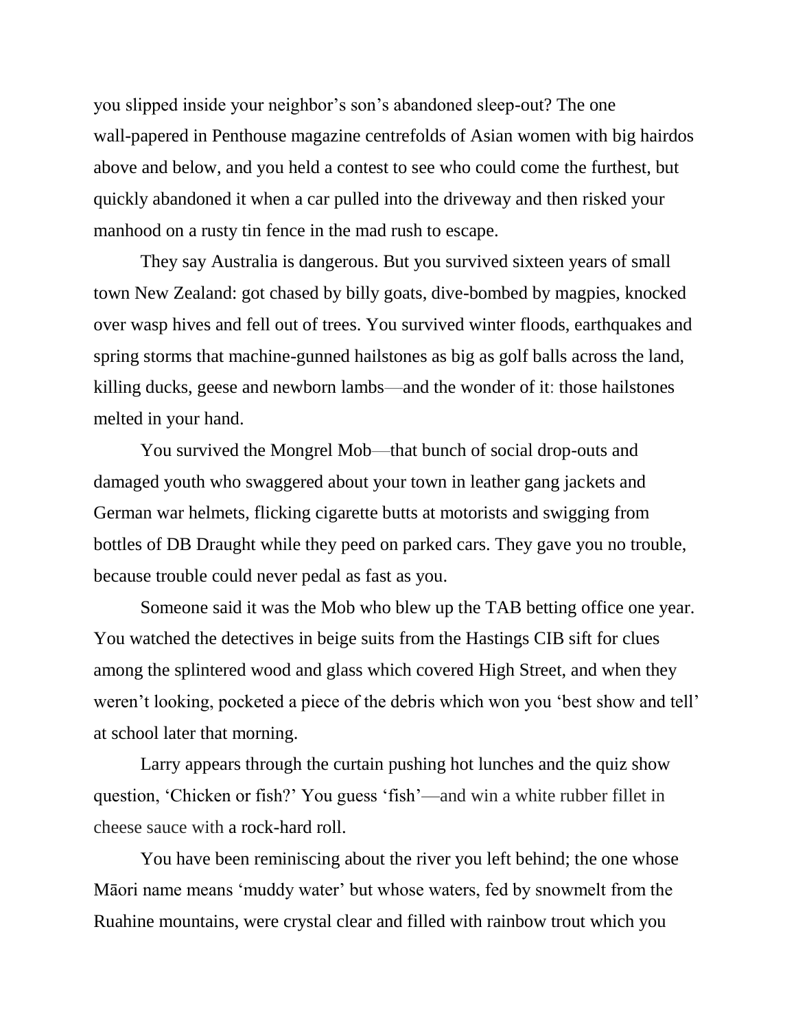you slipped inside your neighbor's son's abandoned sleep-out? The one wall-papered in Penthouse magazine centrefolds of Asian women with big hairdos above and below, and you held a contest to see who could come the furthest, but quickly abandoned it when a car pulled into the driveway and then risked your manhood on a rusty tin fence in the mad rush to escape.

They say Australia is dangerous. But you survived sixteen years of small town New Zealand: got chased by billy goats, dive-bombed by magpies, knocked over wasp hives and fell out of trees. You survived winter floods, earthquakes and spring storms that machine-gunned hailstones as big as golf balls across the land, killing ducks, geese and newborn lambs—and the wonder of it: those hailstones melted in your hand.

You survived the Mongrel Mob—that bunch of social drop-outs and damaged youth who swaggered about your town in leather gang jackets and German war helmets, flicking cigarette butts at motorists and swigging from bottles of DB Draught while they peed on parked cars. They gave you no trouble, because trouble could never pedal as fast as you.

Someone said it was the Mob who blew up the TAB betting office one year. You watched the detectives in beige suits from the Hastings CIB sift for clues among the splintered wood and glass which covered High Street, and when they weren't looking, pocketed a piece of the debris which won you 'best show and tell' at school later that morning.

Larry appears through the curtain pushing hot lunches and the quiz show question, 'Chicken or fish?' You guess 'fish'—and win a white rubber fillet in cheese sauce with a rock-hard roll.

You have been reminiscing about the river you left behind; the one whose Māori name means 'muddy water' but whose waters, fed by snowmelt from the Ruahine mountains, were crystal clear and filled with rainbow trout which you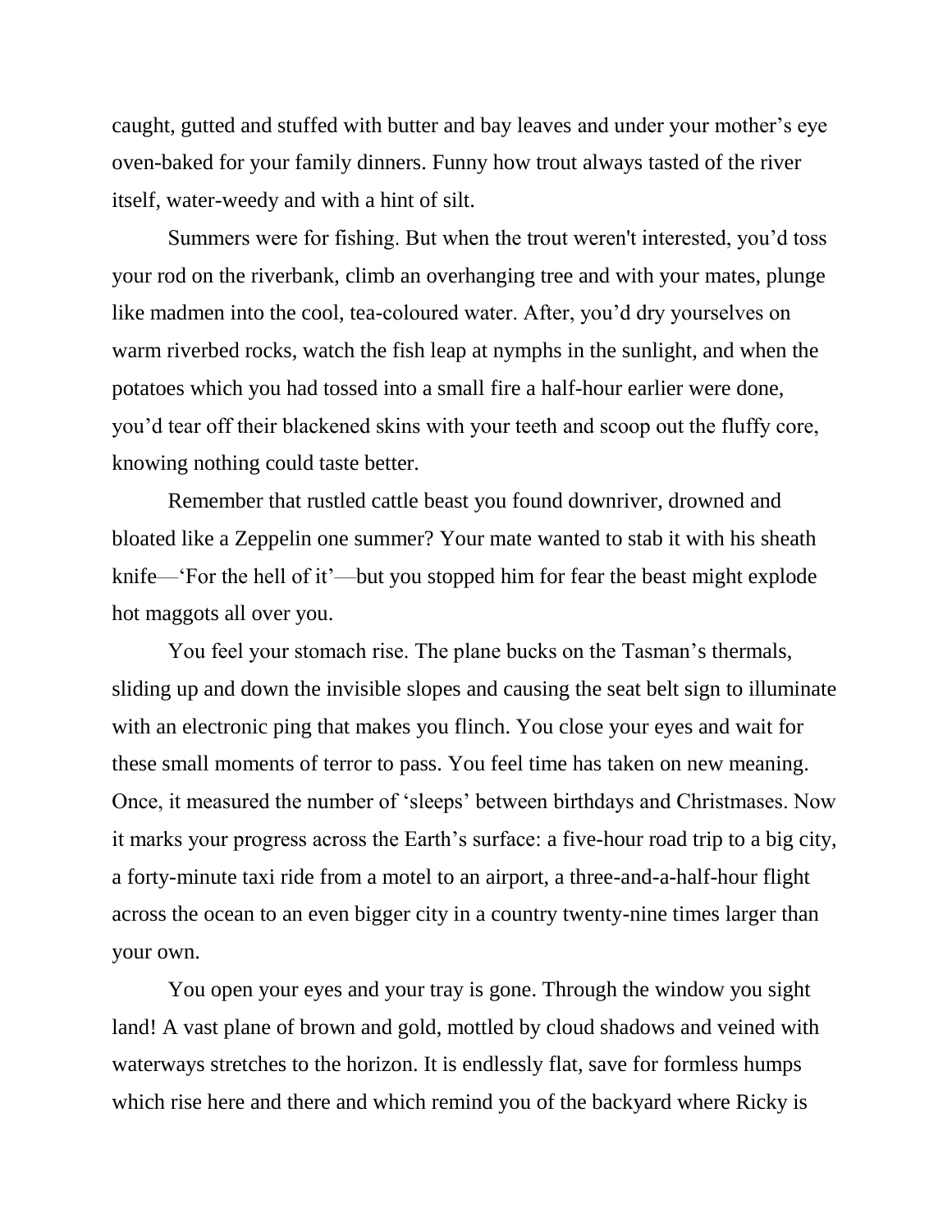caught, gutted and stuffed with butter and bay leaves and under your mother's eye oven-baked for your family dinners. Funny how trout always tasted of the river itself, water-weedy and with a hint of silt.

Summers were for fishing. But when the trout weren't interested, you'd toss your rod on the riverbank, climb an overhanging tree and with your mates, plunge like madmen into the cool, tea-coloured water. After, you'd dry yourselves on warm riverbed rocks, watch the fish leap at nymphs in the sunlight, and when the potatoes which you had tossed into a small fire a half-hour earlier were done, you'd tear off their blackened skins with your teeth and scoop out the fluffy core, knowing nothing could taste better.

Remember that rustled cattle beast you found downriver, drowned and bloated like a Zeppelin one summer? Your mate wanted to stab it with his sheath knife—'For the hell of it'—but you stopped him for fear the beast might explode hot maggots all over you.

You feel your stomach rise. The plane bucks on the Tasman's thermals, sliding up and down the invisible slopes and causing the seat belt sign to illuminate with an electronic ping that makes you flinch. You close your eyes and wait for these small moments of terror to pass. You feel time has taken on new meaning. Once, it measured the number of 'sleeps' between birthdays and Christmases. Now it marks your progress across the Earth's surface: a five-hour road trip to a big city, a forty-minute taxi ride from a motel to an airport, a three-and-a-half-hour flight across the ocean to an even bigger city in a country twenty-nine times larger than your own.

You open your eyes and your tray is gone. Through the window you sight land! A vast plane of brown and gold, mottled by cloud shadows and veined with waterways stretches to the horizon. It is endlessly flat, save for formless humps which rise here and there and which remind you of the backyard where Ricky is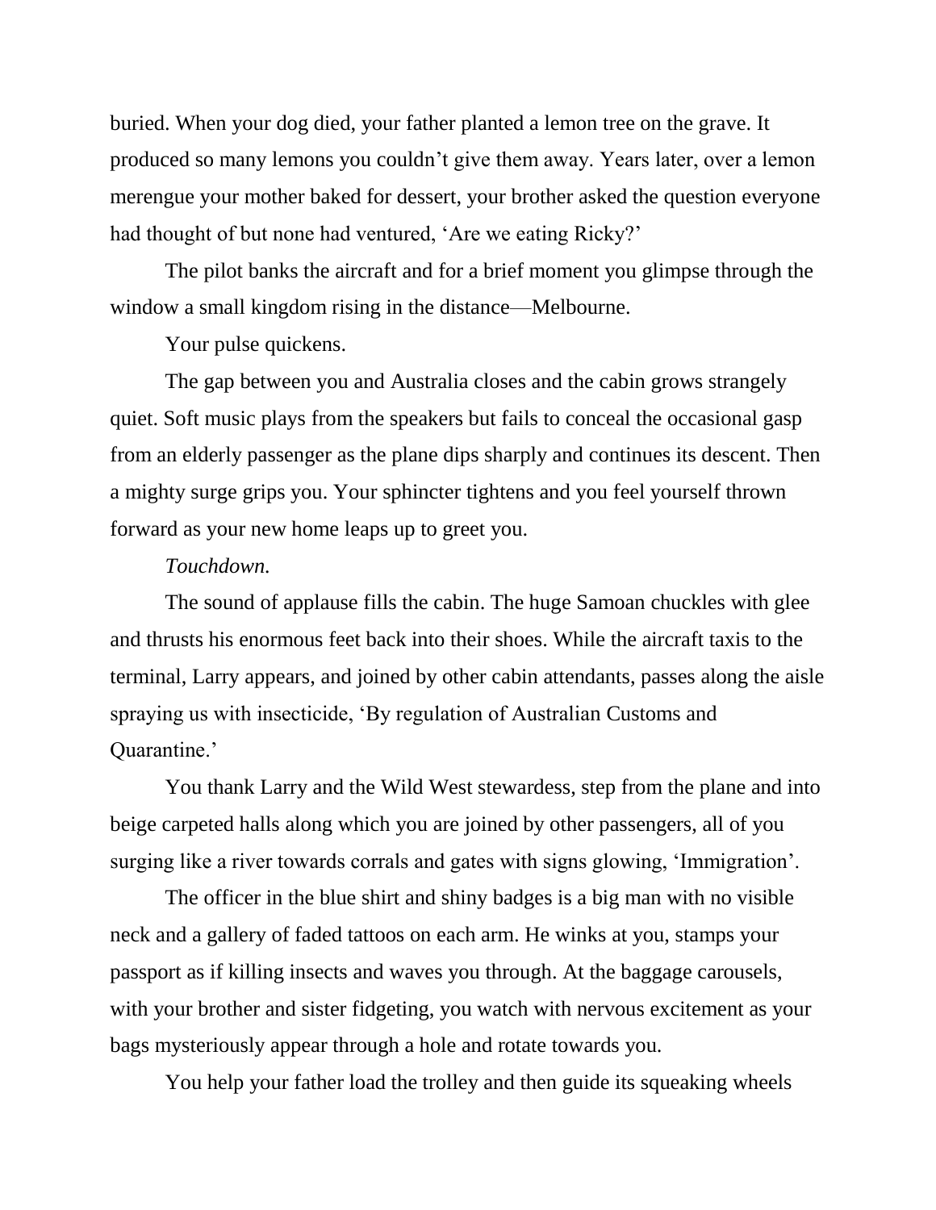buried. When your dog died, your father planted a lemon tree on the grave. It produced so many lemons you couldn't give them away. Years later, over a lemon merengue your mother baked for dessert, your brother asked the question everyone had thought of but none had ventured, 'Are we eating Ricky?'

The pilot banks the aircraft and for a brief moment you glimpse through the window a small kingdom rising in the distance—Melbourne.

Your pulse quickens.

The gap between you and Australia closes and the cabin grows strangely quiet. Soft music plays from the speakers but fails to conceal the occasional gasp from an elderly passenger as the plane dips sharply and continues its descent. Then a mighty surge grips you. Your sphincter tightens and you feel yourself thrown forward as your new home leaps up to greet you.

*Touchdown.*

The sound of applause fills the cabin. The huge Samoan chuckles with glee and thrusts his enormous feet back into their shoes. While the aircraft taxis to the terminal, Larry appears, and joined by other cabin attendants, passes along the aisle spraying us with insecticide, 'By regulation of Australian Customs and Quarantine.'

You thank Larry and the Wild West stewardess, step from the plane and into beige carpeted halls along which you are joined by other passengers, all of you surging like a river towards corrals and gates with signs glowing, 'Immigration'.

The officer in the blue shirt and shiny badges is a big man with no visible neck and a gallery of faded tattoos on each arm. He winks at you, stamps your passport as if killing insects and waves you through. At the baggage carousels, with your brother and sister fidgeting, you watch with nervous excitement as your bags mysteriously appear through a hole and rotate towards you.

You help your father load the trolley and then guide its squeaking wheels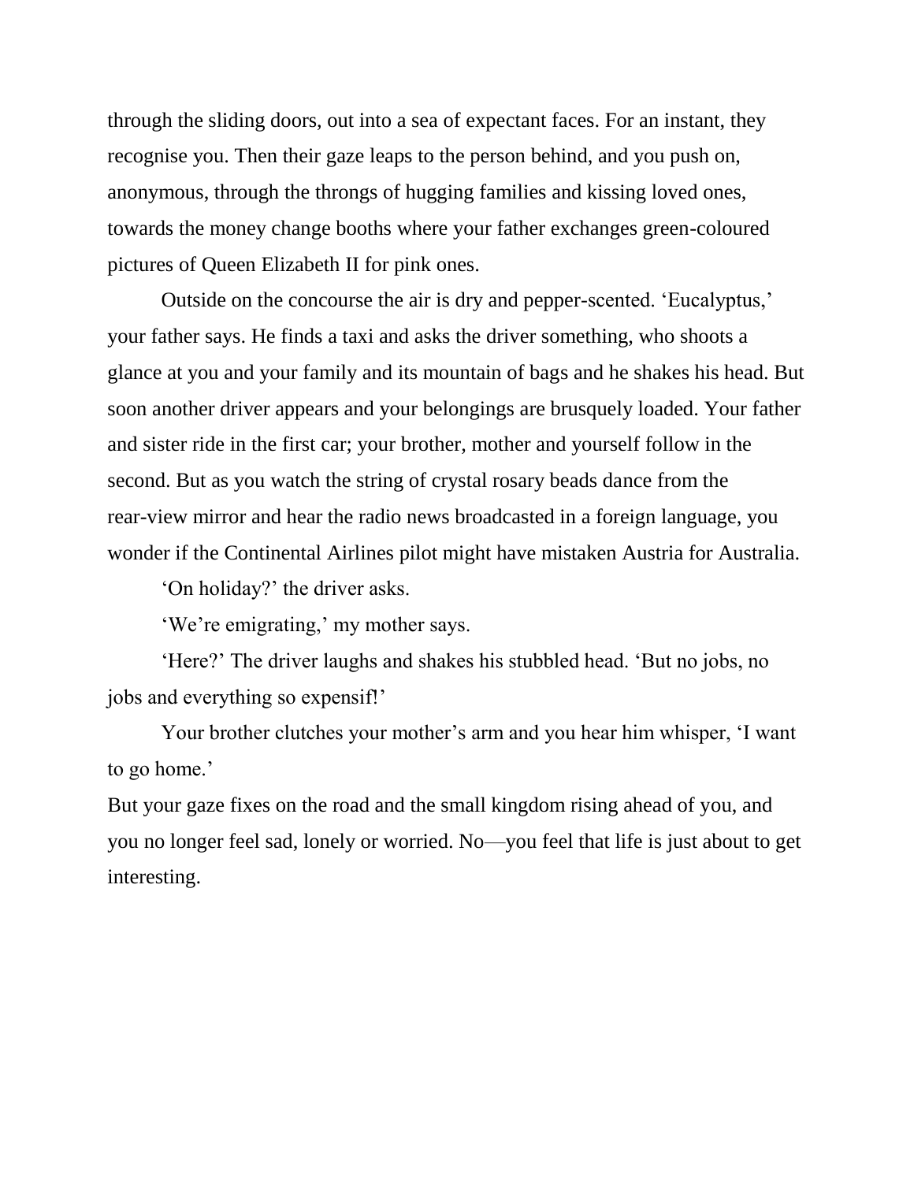through the sliding doors, out into a sea of expectant faces. For an instant, they recognise you. Then their gaze leaps to the person behind, and you push on, anonymous, through the throngs of hugging families and kissing loved ones, towards the money change booths where your father exchanges green-coloured pictures of Queen Elizabeth II for pink ones.

Outside on the concourse the air is dry and pepper-scented. 'Eucalyptus,' your father says. He finds a taxi and asks the driver something, who shoots a glance at you and your family and its mountain of bags and he shakes his head. But soon another driver appears and your belongings are brusquely loaded. Your father and sister ride in the first car; your brother, mother and yourself follow in the second. But as you watch the string of crystal rosary beads dance from the rear-view mirror and hear the radio news broadcasted in a foreign language, you wonder if the Continental Airlines pilot might have mistaken Austria for Australia.

'On holiday?' the driver asks.

'We're emigrating,' my mother says.

'Here?' The driver laughs and shakes his stubbled head. 'But no jobs, no jobs and everything so expensif!'

Your brother clutches your mother's arm and you hear him whisper, 'I want to go home.'

But your gaze fixes on the road and the small kingdom rising ahead of you, and you no longer feel sad, lonely or worried. No—you feel that life is just about to get interesting.